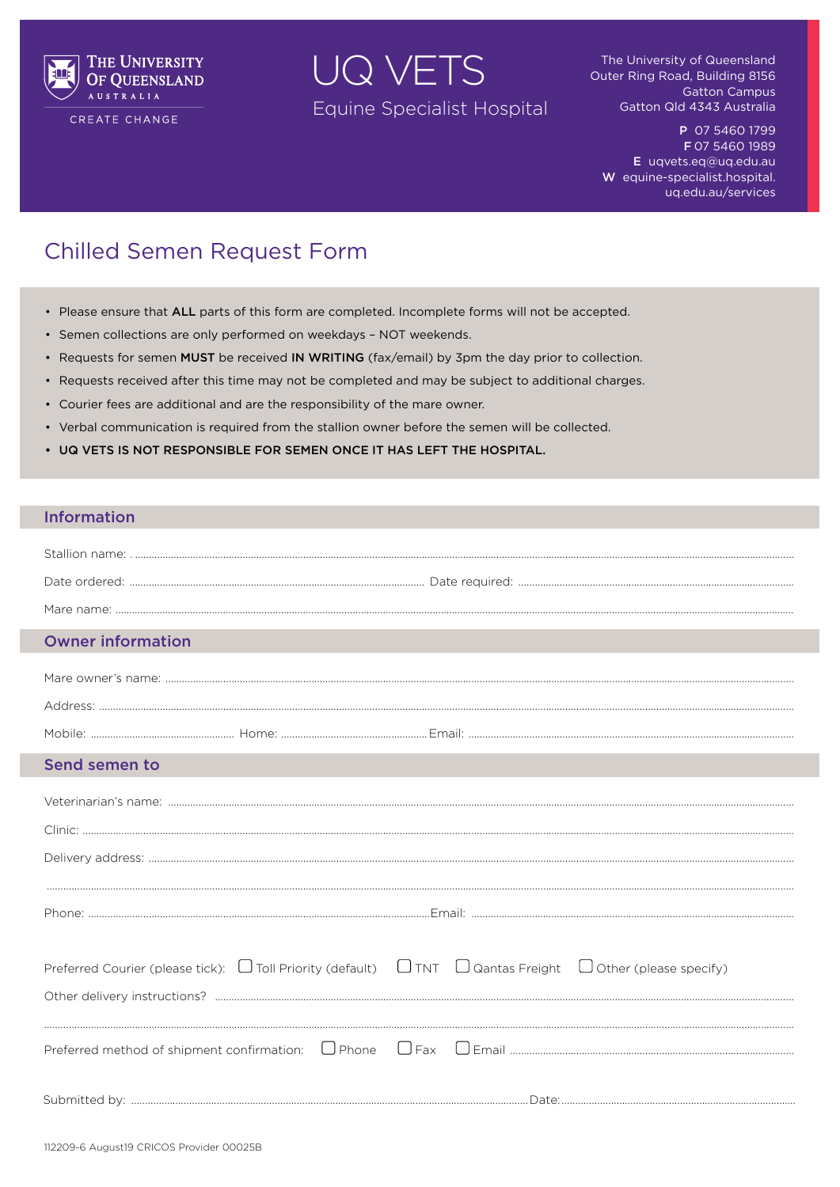THE UNIVERSITY OF QUEENSLAND
AUSTRALIA
CREATE CHANGE

# UQ VETS

Equine Specialist Hospital

The University of Queensland
Outer Ring Road, Building 8156
Gatton Campus
Gatton Qld 4343 Australia

**P** 07 5460 1799
**F** 07 5460 1989
**E** uqvets.eq@uq.edu.au
**W** equine-specialist.hospital.uq.edu.au/services

## Chilled Semen Request Form

- Please ensure that **ALL** parts of this form are completed. Incomplete forms will not be accepted.
- Semen collections are only performed on weekdays – NOT weekends.
- Requests for semen **MUST** be received **IN WRITING** (fax/email) by 3pm the day prior to collection.
- Requests received after this time may not be completed and may be subject to additional charges.
- Courier fees are additional and are the responsibility of the mare owner.
- Verbal communication is required from the stallion owner before the semen will be collected.
- **UQ VETS IS NOT RESPONSIBLE FOR SEMEN ONCE IT HAS LEFT THE HOSPITAL.**

### Information

Stallion name: ..............................................................................................................

Date ordered: .............................................................. Date required: ..............................................................

Mare name: ..............................................................................................................

### Owner information

Mare owner's name: ..............................................................................................................

Address: ..............................................................................................................

Mobile: ........................................ Home: ........................................ Email: ..............................................................

### Send semen to

Veterinarian's name: ..............................................................................................................

Clinic: ..............................................................................................................

Delivery address: ..............................................................................................................

..............................................................................................................

Phone: .............................................................. Email: ..............................................................

Preferred Courier (please tick): ☐ Toll Priority (default) ☐ TNT ☐ Qantas Freight ☐ Other (please specify)

Other delivery instructions? ..............................................................................................................

..............................................................................................................

Preferred method of shipment confirmation: ☐ Phone ☐ Fax ☐ Email ..............................................................

Submitted by: .............................................................. Date: ..............................................................

112209-6 August19 CRICOS Provider 00025B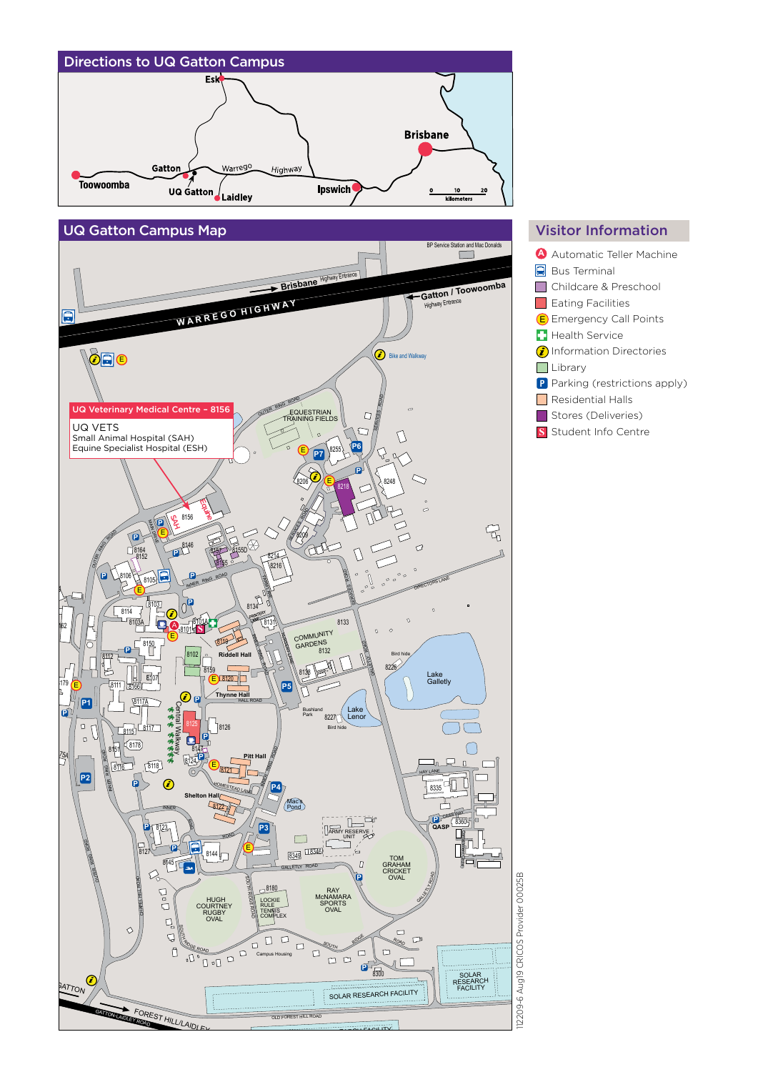## Directions to UQ Gatton Campus

Esk

Brisbane

Toowoomba

Gatton

UQ Gatton

Laidley

Warrego Highway

Ipswich

0 10 20
kilometers

## UQ Gatton Campus Map

**UQ Veterinary Medical Centre – 8156**

UQ VETS
Small Animal Hospital (SAH)
Equine Specialist Hospital (ESH)

BP Service Station and Mac Donalds

Brisbane Highway Entrance

Gatton / Toowoomba Highway Entrance

WARREGO HIGHWAY

Bike and Walkway

EQUESTRIAN TRAINING FIELDS

OUTER RING ROAD

SERVICES ROAD

INNER RING ROAD

DIRECTORS LANE

COMMUNITY GARDENS

Riddell Hall

Thynne Hall

HALL ROAD

Central Walkway

Pitt Hall

Shelton Hall

HOMESTEAD LANE

Mac's Pond

Lake Gallety

Lake Lenor

Bushland Park

Bird hide

HAY LANE

QASP

ARMY RESERVE UNIT

GALLETLY ROAD

TOM GRAHAM CRICKET OVAL

RAY McNAMARA SPORTS OVAL

HUGH COURTNEY RUGBY OVAL

LOCKIE RULE TENNIS COMPLEX

SOUTH RIDGE ROAD

Campus Housing

SOLAR RESEARCH FACILITY

GATTON

FOREST HILL/LAIDLEY

GATTON-LAIDLEY ROAD

OLD FOREST HILL ROAD

P1 P2 P3 P4 P5 P6 P7

8101 8101A 8102 8103 8103A 8105 8106 8107 8111 8112 8114 8115 8117 8117A 8118 8119 8120 8121 8122 8123 8124 8125 8126 8127 8131 8132 8133 8134 8136 8137 8139 8144 8145 8146 8147 8150 8151 8152 8155 8155D 8156 8157 8159 8164 8166 8176 8178 8180 8206 8209 8214 8216 8218 8226 8227 8248 8255 8300 8335 8346 8349 8360

## Visitor Information

- Automatic Teller Machine
- Bus Terminal
- Childcare & Preschool
- Eating Facilities
- Emergency Call Points
- Health Service
- Information Directories
- Library
- Parking (restrictions apply)
- Residential Halls
- Stores (Deliveries)
- Student Info Centre

112209-6 Aug19 CRICOS Provider 00025B